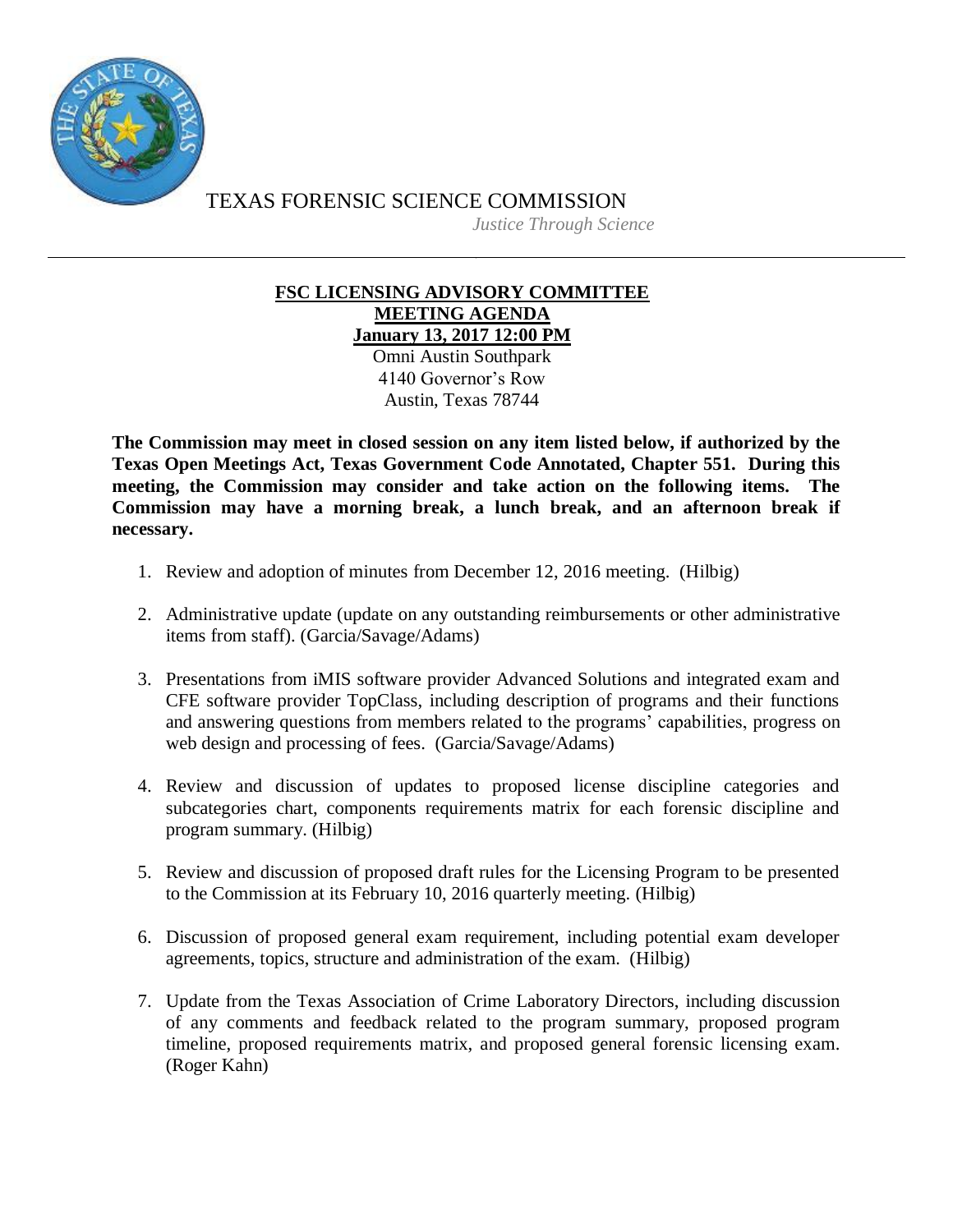# TEXAS FORENSIC SCIENCE COMMISSION

*Justice Through Science*

---

**FSC LICENSING ADVISORY COMMITTEE**
**MEETING AGENDA**
**January 13, 2017 12:00 PM**

Omni Austin Southpark
4140 Governor's Row
Austin, Texas 78744

**The Commission may meet in closed session on any item listed below, if authorized by the Texas Open Meetings Act, Texas Government Code Annotated, Chapter 551. During this meeting, the Commission may consider and take action on the following items. The Commission may have a morning break, a lunch break, and an afternoon break if necessary.**

1. Review and adoption of minutes from December 12, 2016 meeting. (Hilbig)

2. Administrative update (update on any outstanding reimbursements or other administrative items from staff). (Garcia/Savage/Adams)

3. Presentations from iMIS software provider Advanced Solutions and integrated exam and CFE software provider TopClass, including description of programs and their functions and answering questions from members related to the programs' capabilities, progress on web design and processing of fees. (Garcia/Savage/Adams)

4. Review and discussion of updates to proposed license discipline categories and subcategories chart, components requirements matrix for each forensic discipline and program summary. (Hilbig)

5. Review and discussion of proposed draft rules for the Licensing Program to be presented to the Commission at its February 10, 2016 quarterly meeting. (Hilbig)

6. Discussion of proposed general exam requirement, including potential exam developer agreements, topics, structure and administration of the exam. (Hilbig)

7. Update from the Texas Association of Crime Laboratory Directors, including discussion of any comments and feedback related to the program summary, proposed program timeline, proposed requirements matrix, and proposed general forensic licensing exam. (Roger Kahn)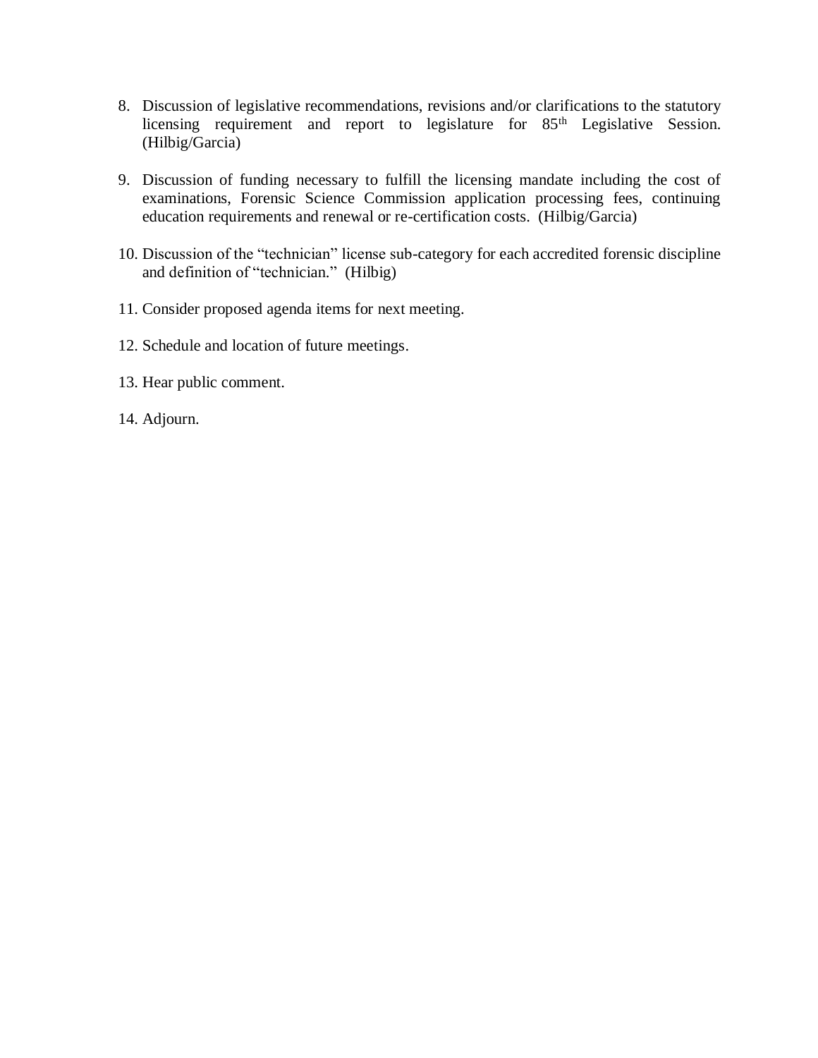8. Discussion of legislative recommendations, revisions and/or clarifications to the statutory licensing requirement and report to legislature for 85th Legislative Session. (Hilbig/Garcia)

9. Discussion of funding necessary to fulfill the licensing mandate including the cost of examinations, Forensic Science Commission application processing fees, continuing education requirements and renewal or re-certification costs. (Hilbig/Garcia)

10. Discussion of the "technician" license sub-category for each accredited forensic discipline and definition of "technician." (Hilbig)

11. Consider proposed agenda items for next meeting.

12. Schedule and location of future meetings.

13. Hear public comment.

14. Adjourn.